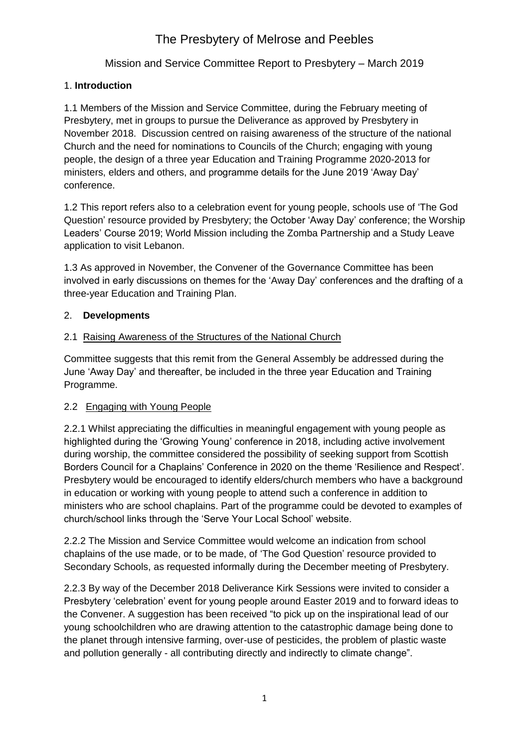# The Presbytery of Melrose and Peebles

Mission and Service Committee Report to Presbytery – March 2019

## 1. **Introduction**

1.1 Members of the Mission and Service Committee, during the February meeting of Presbytery, met in groups to pursue the Deliverance as approved by Presbytery in November 2018. Discussion centred on raising awareness of the structure of the national Church and the need for nominations to Councils of the Church; engaging with young people, the design of a three year Education and Training Programme 2020-2013 for ministers, elders and others, and programme details for the June 2019 'Away Day' conference.

1.2 This report refers also to a celebration event for young people, schools use of 'The God Question' resource provided by Presbytery; the October 'Away Day' conference; the Worship Leaders' Course 2019; World Mission including the Zomba Partnership and a Study Leave application to visit Lebanon.

1.3 As approved in November, the Convener of the Governance Committee has been involved in early discussions on themes for the 'Away Day' conferences and the drafting of a three-year Education and Training Plan.

## 2. **Developments**

### 2.1 Raising Awareness of the Structures of the National Church

Committee suggests that this remit from the General Assembly be addressed during the June 'Away Day' and thereafter, be included in the three year Education and Training Programme.

### 2.2 Engaging with Young People

2.2.1 Whilst appreciating the difficulties in meaningful engagement with young people as highlighted during the 'Growing Young' conference in 2018, including active involvement during worship, the committee considered the possibility of seeking support from Scottish Borders Council for a Chaplains' Conference in 2020 on the theme 'Resilience and Respect'. Presbytery would be encouraged to identify elders/church members who have a background in education or working with young people to attend such a conference in addition to ministers who are school chaplains. Part of the programme could be devoted to examples of church/school links through the 'Serve Your Local School' website.

2.2.2 The Mission and Service Committee would welcome an indication from school chaplains of the use made, or to be made, of 'The God Question' resource provided to Secondary Schools, as requested informally during the December meeting of Presbytery.

2.2.3 By way of the December 2018 Deliverance Kirk Sessions were invited to consider a Presbytery 'celebration' event for young people around Easter 2019 and to forward ideas to the Convener. A suggestion has been received "to pick up on the inspirational lead of our young schoolchildren who are drawing attention to the catastrophic damage being done to the planet through intensive farming, over-use of pesticides, the problem of plastic waste and pollution generally - all contributing directly and indirectly to climate change".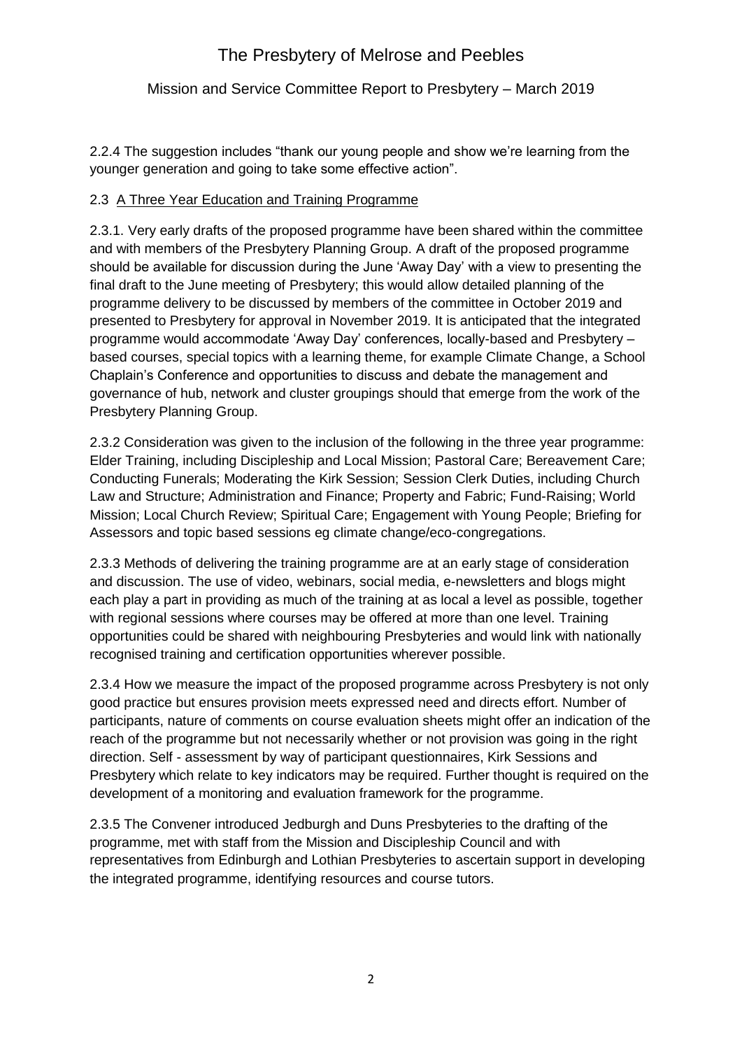2.2.4 The suggestion includes "thank our young people and show we're learning from the younger generation and going to take some effective action".

2.3 <u>A Three Year Education and Training Programme</u>

2.3.1. Very early drafts of the proposed programme have been shared within the committee and with members of the Presbytery Planning Group. A draft of the proposed programme should be available for discussion during the June 'Away Day' with a view to presenting the final draft to the June meeting of Presbytery; this would allow detailed planning of the programme delivery to be discussed by members of the committee in October 2019 and presented to Presbytery for approval in November 2019. It is anticipated that the integrated programme would accommodate 'Away Day' conferences, locally-based and Presbytery – based courses, special topics with a learning theme, for example Climate Change, a School Chaplain's Conference and opportunities to discuss and debate the management and governance of hub, network and cluster groupings should that emerge from the work of the Presbytery Planning Group.

2.3.2 Consideration was given to the inclusion of the following in the three year programme: Elder Training, including Discipleship and Local Mission; Pastoral Care; Bereavement Care; Conducting Funerals; Moderating the Kirk Session; Session Clerk Duties, including Church Law and Structure; Administration and Finance; Property and Fabric; Fund-Raising; World Mission; Local Church Review; Spiritual Care; Engagement with Young People; Briefing for Assessors and topic based sessions eg climate change/eco-congregations.

2.3.3 Methods of delivering the training programme are at an early stage of consideration and discussion. The use of video, webinars, social media, e-newsletters and blogs might each play a part in providing as much of the training at as local a level as possible, together with regional sessions where courses may be offered at more than one level. Training opportunities could be shared with neighbouring Presbyteries and would link with nationally recognised training and certification opportunities wherever possible.

2.3.4 How we measure the impact of the proposed programme across Presbytery is not only good practice but ensures provision meets expressed need and directs effort. Number of participants, nature of comments on course evaluation sheets might offer an indication of the reach of the programme but not necessarily whether or not provision was going in the right direction. Self - assessment by way of participant questionnaires, Kirk Sessions and Presbytery which relate to key indicators may be required. Further thought is required on the development of a monitoring and evaluation framework for the programme.

2.3.5 The Convener introduced Jedburgh and Duns Presbyteries to the drafting of the programme, met with staff from the Mission and Discipleship Council and with representatives from Edinburgh and Lothian Presbyteries to ascertain support in developing the integrated programme, identifying resources and course tutors.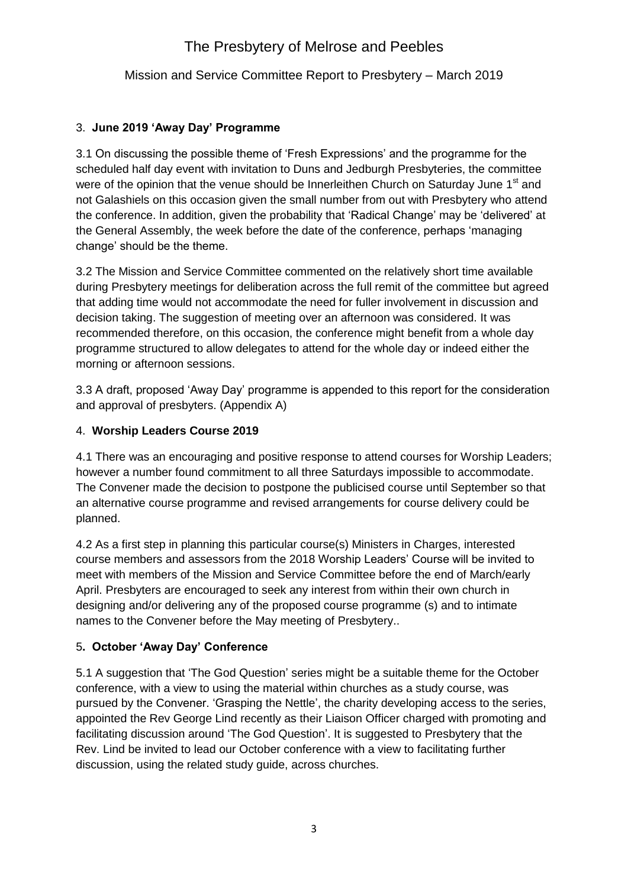# The Presbytery of Melrose and Peebles

## Mission and Service Committee Report to Presbytery – March 2019

### 3. **June 2019 'Away Day' Programme**

3.1 On discussing the possible theme of 'Fresh Expressions' and the programme for the scheduled half day event with invitation to Duns and Jedburgh Presbyteries, the committee were of the opinion that the venue should be Innerleithen Church on Saturday June 1st and not Galashiels on this occasion given the small number from out with Presbytery who attend the conference. In addition, given the probability that 'Radical Change' may be 'delivered' at the General Assembly, the week before the date of the conference, perhaps 'managing change' should be the theme.

3.2 The Mission and Service Committee commented on the relatively short time available during Presbytery meetings for deliberation across the full remit of the committee but agreed that adding time would not accommodate the need for fuller involvement in discussion and decision taking. The suggestion of meeting over an afternoon was considered. It was recommended therefore, on this occasion, the conference might benefit from a whole day programme structured to allow delegates to attend for the whole day or indeed either the morning or afternoon sessions.

3.3 A draft, proposed 'Away Day' programme is appended to this report for the consideration and approval of presbyters. (Appendix A)

### 4. **Worship Leaders Course 2019**

4.1 There was an encouraging and positive response to attend courses for Worship Leaders; however a number found commitment to all three Saturdays impossible to accommodate. The Convener made the decision to postpone the publicised course until September so that an alternative course programme and revised arrangements for course delivery could be planned.

4.2 As a first step in planning this particular course(s) Ministers in Charges, interested course members and assessors from the 2018 Worship Leaders' Course will be invited to meet with members of the Mission and Service Committee before the end of March/early April. Presbyters are encouraged to seek any interest from within their own church in designing and/or delivering any of the proposed course programme (s) and to intimate names to the Convener before the May meeting of Presbytery..

### 5**. October 'Away Day' Conference**

5.1 A suggestion that 'The God Question' series might be a suitable theme for the October conference, with a view to using the material within churches as a study course, was pursued by the Convener. 'Grasping the Nettle', the charity developing access to the series, appointed the Rev George Lind recently as their Liaison Officer charged with promoting and facilitating discussion around 'The God Question'. It is suggested to Presbytery that the Rev. Lind be invited to lead our October conference with a view to facilitating further discussion, using the related study guide, across churches.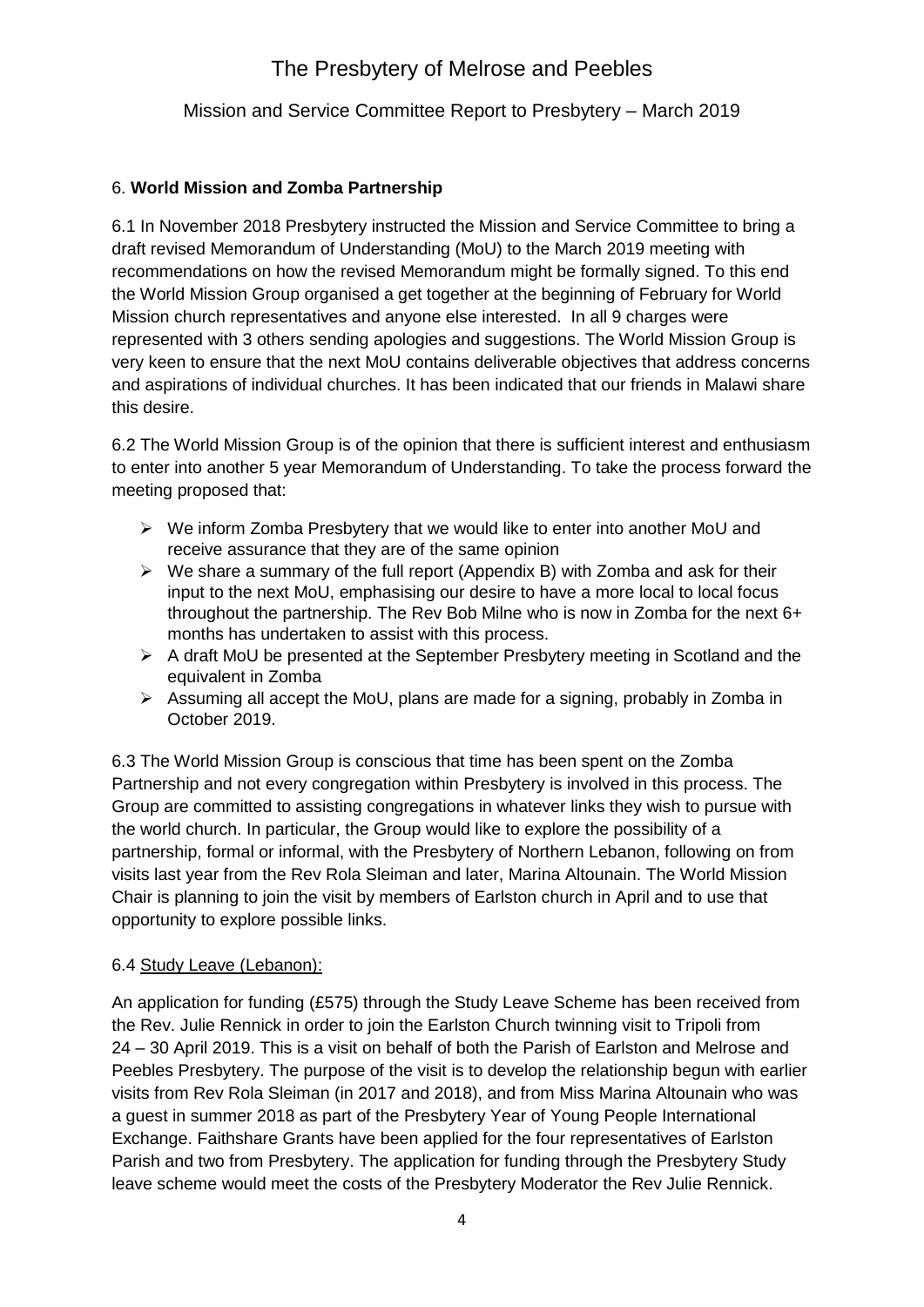# The Presbytery of Melrose and Peebles

## Mission and Service Committee Report to Presbytery – March 2019

### 6. **World Mission and Zomba Partnership**

6.1 In November 2018 Presbytery instructed the Mission and Service Committee to bring a draft revised Memorandum of Understanding (MoU) to the March 2019 meeting with recommendations on how the revised Memorandum might be formally signed. To this end the World Mission Group organised a get together at the beginning of February for World Mission church representatives and anyone else interested. In all 9 charges were represented with 3 others sending apologies and suggestions. The World Mission Group is very keen to ensure that the next MoU contains deliverable objectives that address concerns and aspirations of individual churches. It has been indicated that our friends in Malawi share this desire.

6.2 The World Mission Group is of the opinion that there is sufficient interest and enthusiasm to enter into another 5 year Memorandum of Understanding. To take the process forward the meeting proposed that:

- We inform Zomba Presbytery that we would like to enter into another MoU and receive assurance that they are of the same opinion
- We share a summary of the full report (Appendix B) with Zomba and ask for their input to the next MoU, emphasising our desire to have a more local to local focus throughout the partnership. The Rev Bob Milne who is now in Zomba for the next 6+ months has undertaken to assist with this process.
- A draft MoU be presented at the September Presbytery meeting in Scotland and the equivalent in Zomba
- Assuming all accept the MoU, plans are made for a signing, probably in Zomba in October 2019.

6.3 The World Mission Group is conscious that time has been spent on the Zomba Partnership and not every congregation within Presbytery is involved in this process. The Group are committed to assisting congregations in whatever links they wish to pursue with the world church. In particular, the Group would like to explore the possibility of a partnership, formal or informal, with the Presbytery of Northern Lebanon, following on from visits last year from the Rev Rola Sleiman and later, Marina Altounain. The World Mission Chair is planning to join the visit by members of Earlston church in April and to use that opportunity to explore possible links.

6.4 Study Leave (Lebanon):

An application for funding (£575) through the Study Leave Scheme has been received from the Rev. Julie Rennick in order to join the Earlston Church twinning visit to Tripoli from 24 – 30 April 2019. This is a visit on behalf of both the Parish of Earlston and Melrose and Peebles Presbytery. The purpose of the visit is to develop the relationship begun with earlier visits from Rev Rola Sleiman (in 2017 and 2018), and from Miss Marina Altounain who was a guest in summer 2018 as part of the Presbytery Year of Young People International Exchange. Faithshare Grants have been applied for the four representatives of Earlston Parish and two from Presbytery. The application for funding through the Presbytery Study leave scheme would meet the costs of the Presbytery Moderator the Rev Julie Rennick.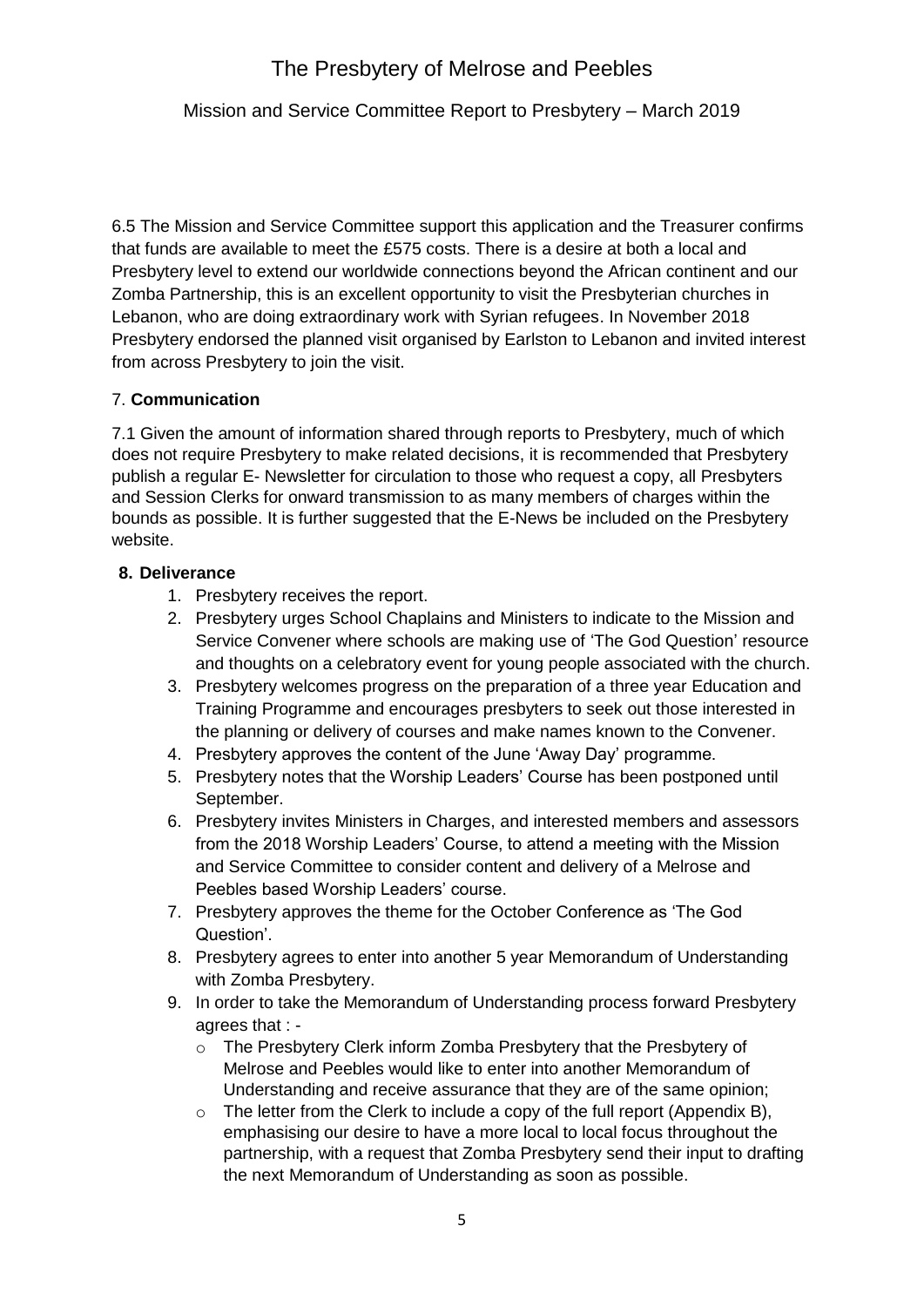6.5 The Mission and Service Committee support this application and the Treasurer confirms that funds are available to meet the £575 costs. There is a desire at both a local and Presbytery level to extend our worldwide connections beyond the African continent and our Zomba Partnership, this is an excellent opportunity to visit the Presbyterian churches in Lebanon, who are doing extraordinary work with Syrian refugees. In November 2018 Presbytery endorsed the planned visit organised by Earlston to Lebanon and invited interest from across Presbytery to join the visit.

## 7. Communication

7.1 Given the amount of information shared through reports to Presbytery, much of which does not require Presbytery to make related decisions, it is recommended that Presbytery publish a regular E- Newsletter for circulation to those who request a copy, all Presbyters and Session Clerks for onward transmission to as many members of charges within the bounds as possible. It is further suggested that the E-News be included on the Presbytery website.

## 8. Deliverance

1. Presbytery receives the report.
2. Presbytery urges School Chaplains and Ministers to indicate to the Mission and Service Convener where schools are making use of 'The God Question' resource and thoughts on a celebratory event for young people associated with the church.
3. Presbytery welcomes progress on the preparation of a three year Education and Training Programme and encourages presbyters to seek out those interested in the planning or delivery of courses and make names known to the Convener.
4. Presbytery approves the content of the June 'Away Day' programme.
5. Presbytery notes that the Worship Leaders' Course has been postponed until September.
6. Presbytery invites Ministers in Charges, and interested members and assessors from the 2018 Worship Leaders' Course, to attend a meeting with the Mission and Service Committee to consider content and delivery of a Melrose and Peebles based Worship Leaders' course.
7. Presbytery approves the theme for the October Conference as 'The God Question'.
8. Presbytery agrees to enter into another 5 year Memorandum of Understanding with Zomba Presbytery.
9. In order to take the Memorandum of Understanding process forward Presbytery agrees that : -
   - The Presbytery Clerk inform Zomba Presbytery that the Presbytery of Melrose and Peebles would like to enter into another Memorandum of Understanding and receive assurance that they are of the same opinion;
   - The letter from the Clerk to include a copy of the full report (Appendix B), emphasising our desire to have a more local to local focus throughout the partnership, with a request that Zomba Presbytery send their input to drafting the next Memorandum of Understanding as soon as possible.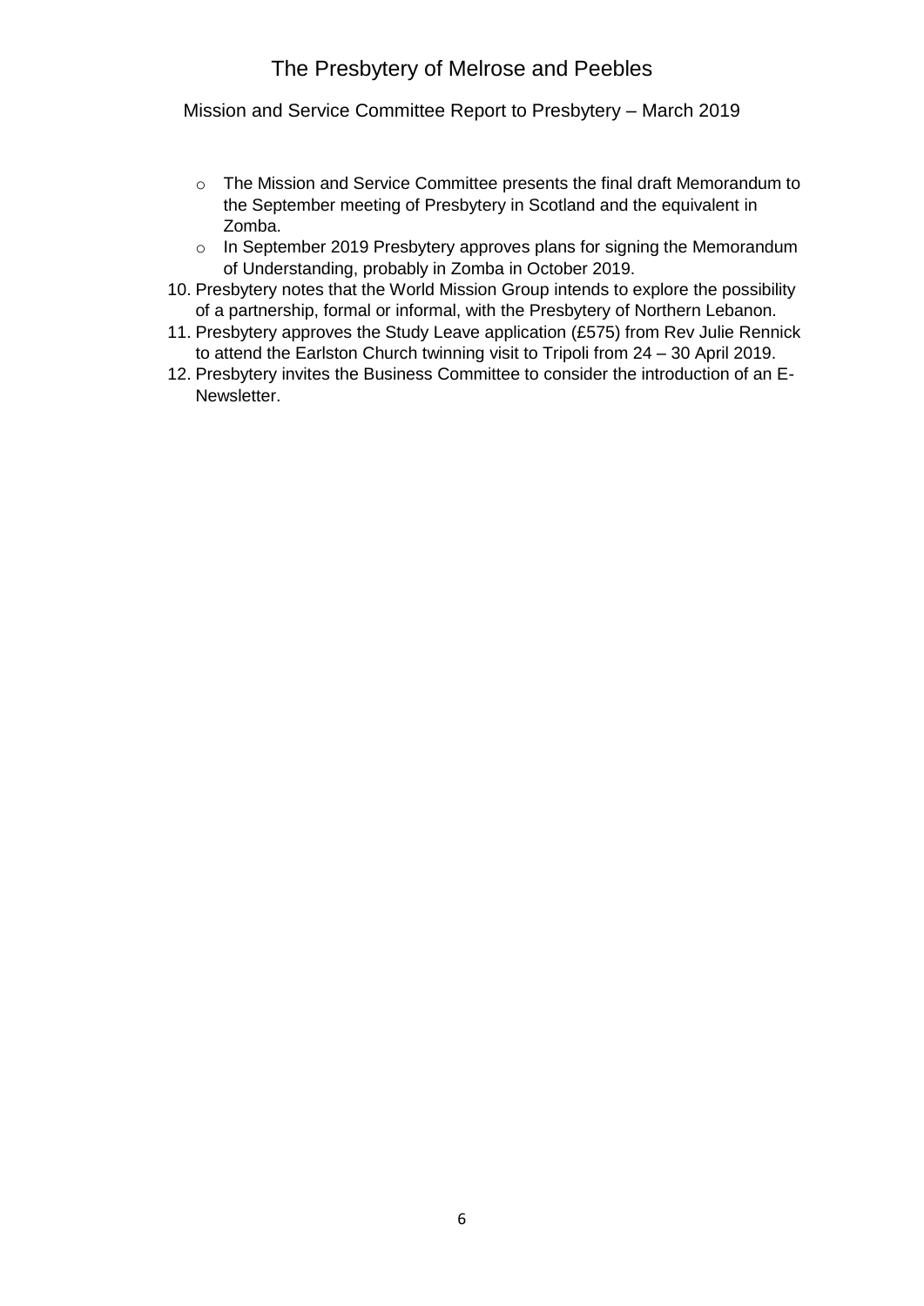- The Mission and Service Committee presents the final draft Memorandum to the September meeting of Presbytery in Scotland and the equivalent in Zomba.
- In September 2019 Presbytery approves plans for signing the Memorandum of Understanding, probably in Zomba in October 2019.

10. Presbytery notes that the World Mission Group intends to explore the possibility of a partnership, formal or informal, with the Presbytery of Northern Lebanon.
11. Presbytery approves the Study Leave application (£575) from Rev Julie Rennick to attend the Earlston Church twinning visit to Tripoli from 24 – 30 April 2019.
12. Presbytery invites the Business Committee to consider the introduction of an E-Newsletter.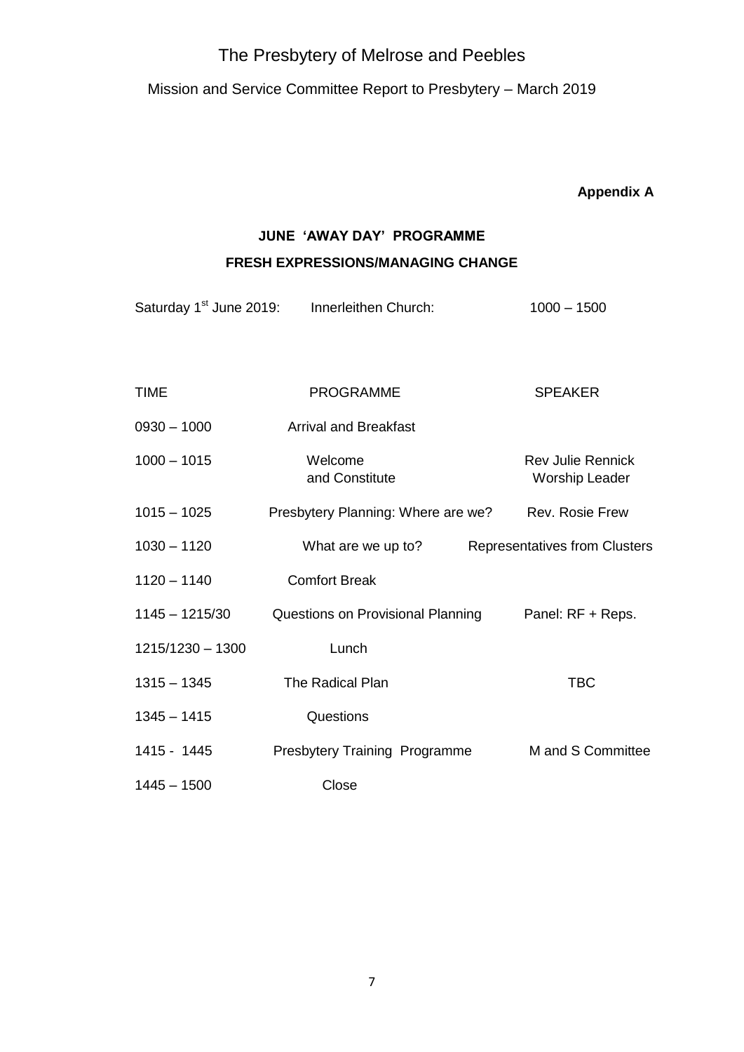# The Presbytery of Melrose and Peebles

Mission and Service Committee Report to Presbytery – March 2019

**Appendix A**

## JUNE 'AWAY DAY' PROGRAMME

### FRESH EXPRESSIONS/MANAGING CHANGE

Saturday 1st June 2019: Innerleithen Church: 1000 – 1500

| TIME | PROGRAMME | SPEAKER |
|---|---|---|
| 0930 – 1000 | Arrival and Breakfast | |
| 1000 – 1015 | Welcome and Constitute | Rev Julie Rennick Worship Leader |
| 1015 – 1025 | Presbytery Planning: Where are we? | Rev. Rosie Frew |
| 1030 – 1120 | What are we up to? | Representatives from Clusters |
| 1120 – 1140 | Comfort Break | |
| 1145 – 1215/30 | Questions on Provisional Planning | Panel: RF + Reps. |
| 1215/1230 – 1300 | Lunch | |
| 1315 – 1345 | The Radical Plan | TBC |
| 1345 – 1415 | Questions | |
| 1415 - 1445 | Presbytery Training Programme | M and S Committee |
| 1445 – 1500 | Close | |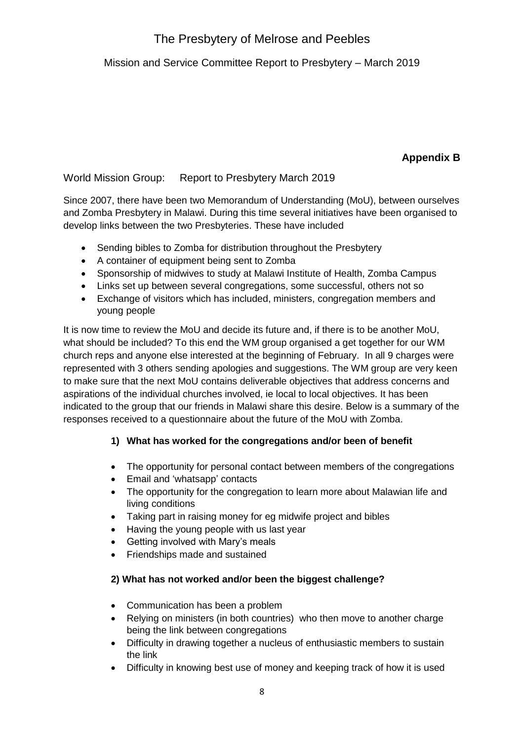# The Presbytery of Melrose and Peebles

Mission and Service Committee Report to Presbytery – March 2019

**Appendix B**

World Mission Group: Report to Presbytery March 2019

Since 2007, there have been two Memorandum of Understanding (MoU), between ourselves and Zomba Presbytery in Malawi. During this time several initiatives have been organised to develop links between the two Presbyteries. These have included

- Sending bibles to Zomba for distribution throughout the Presbytery
- A container of equipment being sent to Zomba
- Sponsorship of midwives to study at Malawi Institute of Health, Zomba Campus
- Links set up between several congregations, some successful, others not so
- Exchange of visitors which has included, ministers, congregation members and young people

It is now time to review the MoU and decide its future and, if there is to be another MoU, what should be included? To this end the WM group organised a get together for our WM church reps and anyone else interested at the beginning of February. In all 9 charges were represented with 3 others sending apologies and suggestions. The WM group are very keen to make sure that the next MoU contains deliverable objectives that address concerns and aspirations of the individual churches involved, ie local to local objectives. It has been indicated to the group that our friends in Malawi share this desire. Below is a summary of the responses received to a questionnaire about the future of the MoU with Zomba.

**1) What has worked for the congregations and/or been of benefit**

- The opportunity for personal contact between members of the congregations
- Email and 'whatsapp' contacts
- The opportunity for the congregation to learn more about Malawian life and living conditions
- Taking part in raising money for eg midwife project and bibles
- Having the young people with us last year
- Getting involved with Mary's meals
- Friendships made and sustained

**2) What has not worked and/or been the biggest challenge?**

- Communication has been a problem
- Relying on ministers (in both countries) who then move to another charge being the link between congregations
- Difficulty in drawing together a nucleus of enthusiastic members to sustain the link
- Difficulty in knowing best use of money and keeping track of how it is used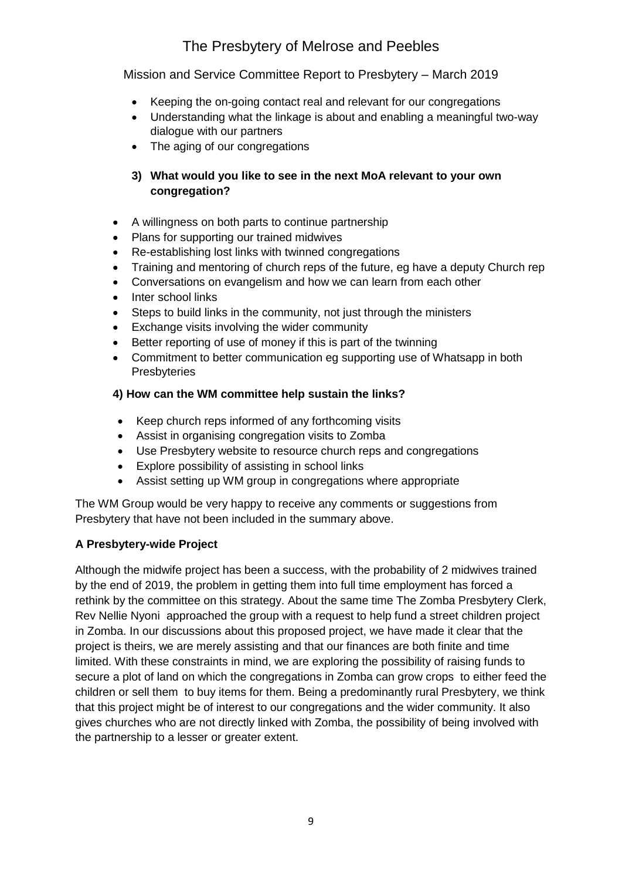- Keeping the on-going contact real and relevant for our congregations
- Understanding what the linkage is about and enabling a meaningful two-way dialogue with our partners
- The aging of our congregations

**3) What would you like to see in the next MoA relevant to your own congregation?**

- A willingness on both parts to continue partnership
- Plans for supporting our trained midwives
- Re-establishing lost links with twinned congregations
- Training and mentoring of church reps of the future, eg have a deputy Church rep
- Conversations on evangelism and how we can learn from each other
- Inter school links
- Steps to build links in the community, not just through the ministers
- Exchange visits involving the wider community
- Better reporting of use of money if this is part of the twinning
- Commitment to better communication eg supporting use of Whatsapp in both Presbyteries

**4) How can the WM committee help sustain the links?**

- Keep church reps informed of any forthcoming visits
- Assist in organising congregation visits to Zomba
- Use Presbytery website to resource church reps and congregations
- Explore possibility of assisting in school links
- Assist setting up WM group in congregations where appropriate

The WM Group would be very happy to receive any comments or suggestions from Presbytery that have not been included in the summary above.

**A Presbytery-wide Project**

Although the midwife project has been a success, with the probability of 2 midwives trained by the end of 2019, the problem in getting them into full time employment has forced a rethink by the committee on this strategy. About the same time The Zomba Presbytery Clerk, Rev Nellie Nyoni approached the group with a request to help fund a street children project in Zomba. In our discussions about this proposed project, we have made it clear that the project is theirs, we are merely assisting and that our finances are both finite and time limited. With these constraints in mind, we are exploring the possibility of raising funds to secure a plot of land on which the congregations in Zomba can grow crops to either feed the children or sell them to buy items for them. Being a predominantly rural Presbytery, we think that this project might be of interest to our congregations and the wider community. It also gives churches who are not directly linked with Zomba, the possibility of being involved with the partnership to a lesser or greater extent.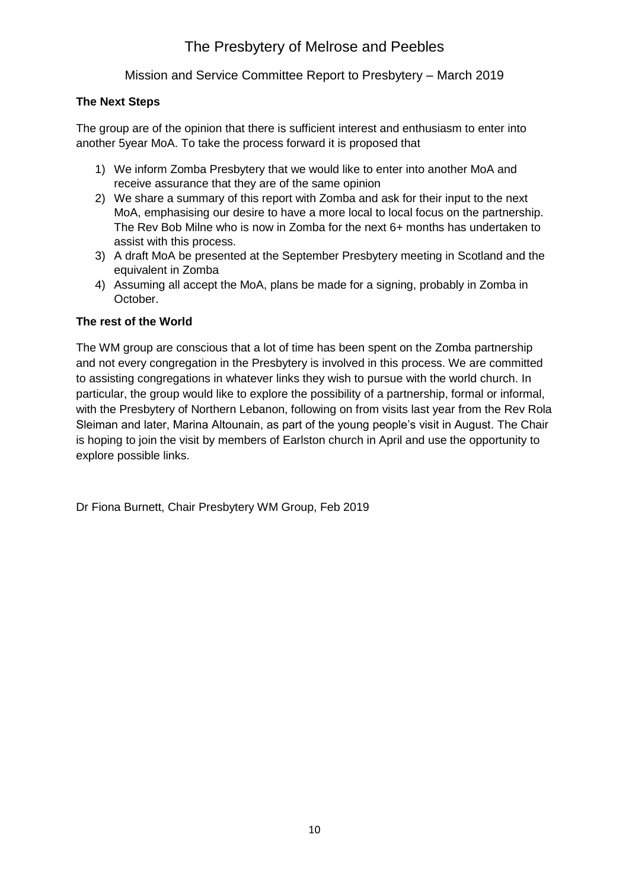# The Presbytery of Melrose and Peebles

## Mission and Service Committee Report to Presbytery – March 2019

**The Next Steps**

The group are of the opinion that there is sufficient interest and enthusiasm to enter into another 5year MoA. To take the process forward it is proposed that

1) We inform Zomba Presbytery that we would like to enter into another MoA and receive assurance that they are of the same opinion
2) We share a summary of this report with Zomba and ask for their input to the next MoA, emphasising our desire to have a more local to local focus on the partnership. The Rev Bob Milne who is now in Zomba for the next 6+ months has undertaken to assist with this process.
3) A draft MoA be presented at the September Presbytery meeting in Scotland and the equivalent in Zomba
4) Assuming all accept the MoA, plans be made for a signing, probably in Zomba in October.

**The rest of the World**

The WM group are conscious that a lot of time has been spent on the Zomba partnership and not every congregation in the Presbytery is involved in this process. We are committed to assisting congregations in whatever links they wish to pursue with the world church. In particular, the group would like to explore the possibility of a partnership, formal or informal, with the Presbytery of Northern Lebanon, following on from visits last year from the Rev Rola Sleiman and later, Marina Altounain, as part of the young people's visit in August. The Chair is hoping to join the visit by members of Earlston church in April and use the opportunity to explore possible links.

Dr Fiona Burnett, Chair Presbytery WM Group, Feb 2019